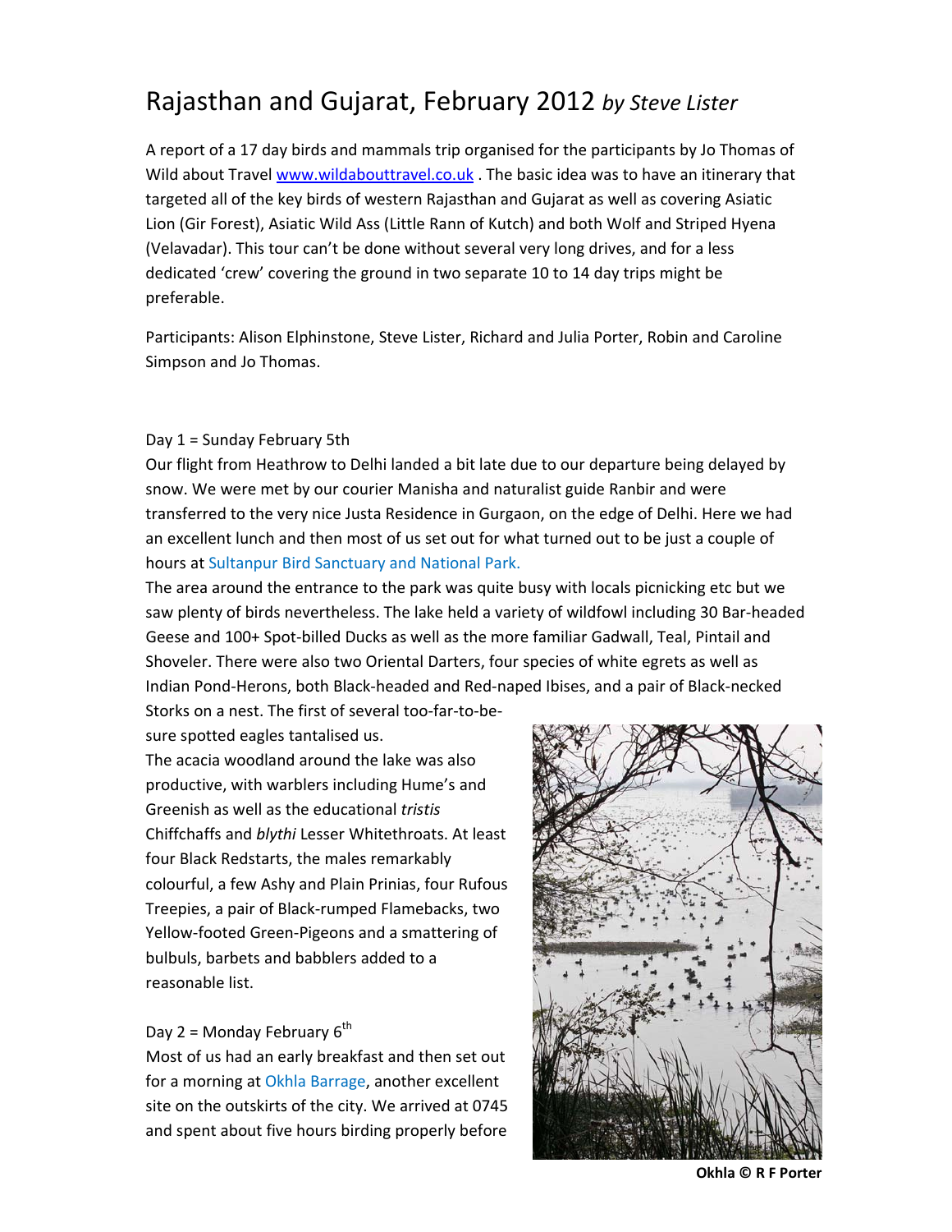# Rajasthan and Gujarat, February 2012 *by Steve Lister*

A report of a 17 day birds and mammals trip organised for the participants by Jo Thomas of Wild about Travel www.wildabouttravel.co.uk . The basic idea was to have an itinerary that targeted all of the key birds of western Rajasthan and Gujarat as well as covering Asiatic Lion (Gir Forest), Asiatic Wild Ass (Little Rann of Kutch) and both Wolf and Striped Hyena (Velavadar). This tour can't be done without several very long drives, and for a less dedicated 'crew' covering the ground in two separate 10 to 14 day trips might be preferable.

Participants: Alison Elphinstone, Steve Lister, Richard and Julia Porter, Robin and Caroline Simpson and Jo Thomas.

Day 1 = Sunday February 5th

Our flight from Heathrow to Delhi landed a bit late due to our departure being delayed by snow. We were met by our courier Manisha and naturalist guide Ranbir and were transferred to the very nice Justa Residence in Gurgaon, on the edge of Delhi. Here we had an excellent lunch and then most of us set out for what turned out to be just a couple of hours at Sultanpur Bird Sanctuary and National Park.

The area around the entrance to the park was quite busy with locals picnicking etc but we saw plenty of birds nevertheless. The lake held a variety of wildfowl including 30 Bar-headed Geese and 100+ Spot-billed Ducks as well as the more familiar Gadwall, Teal, Pintail and Shoveler. There were also two Oriental Darters, four species of white egrets as well as Indian Pond-Herons, both Black-headed and Red-naped Ibises, and a pair of Black-necked Storks on a nest. The first of several too-far-to-be-sure spotted eagles tantalised us.

The acacia woodland around the lake was also productive, with warblers including Hume's and Greenish as well as the educational *tristis* Chiffchaffs and *blythi* Lesser Whitethroats. At least four Black Redstarts, the males remarkably colourful, a few Ashy and Plain Prinias, four Rufous Treepies, a pair of Black-rumped Flamebacks, two Yellow-footed Green-Pigeons and a smattering of bulbuls, barbets and babblers added to a reasonable list.

Okhla © R F Porter

Day 2 = Monday February 6th

Most of us had an early breakfast and then set out for a morning at Okhla Barrage, another excellent site on the outskirts of the city. We arrived at 0745 and spent about five hours birding properly before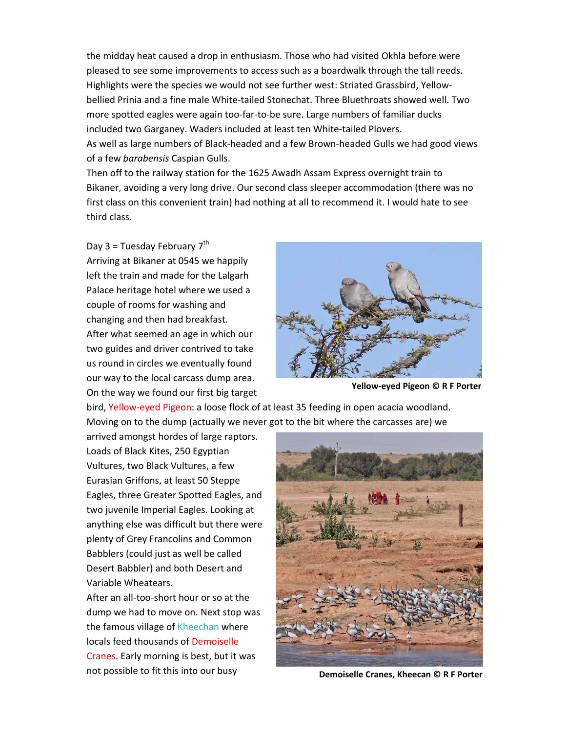the midday heat caused a drop in enthusiasm. Those who had visited Okhla before were pleased to see some improvements to access such as a boardwalk through the tall reeds. Highlights were the species we would not see further west: Striated Grassbird, Yellow-bellied Prinia and a fine male White-tailed Stonechat. Three Bluethroats showed well. Two more spotted eagles were again too-far-to-be sure. Large numbers of familiar ducks included two Garganey. Waders included at least ten White-tailed Plovers.

As well as large numbers of Black-headed and a few Brown-headed Gulls we had good views of a few *barabensis* Caspian Gulls.

Then off to the railway station for the 1625 Awadh Assam Express overnight train to Bikaner, avoiding a very long drive. Our second class sleeper accommodation (there was no first class on this convenient train) had nothing at all to recommend it. I would hate to see third class.

Day 3 = Tuesday February 7th

Arriving at Bikaner at 0545 we happily left the train and made for the Lalgarh Palace heritage hotel where we used a couple of rooms for washing and changing and then had breakfast. After what seemed an age in which our two guides and driver contrived to take us round in circles we eventually found our way to the local carcass dump area. On the way we found our first big target bird, Yellow-eyed Pigeon: a loose flock of at least 35 feeding in open acacia woodland. Moving on to the dump (actually we never got to the bit where the carcasses are) we arrived amongst hordes of large raptors. Loads of Black Kites, 250 Egyptian Vultures, two Black Vultures, a few Eurasian Griffons, at least 50 Steppe Eagles, three Greater Spotted Eagles, and two juvenile Imperial Eagles. Looking at anything else was difficult but there were plenty of Grey Francolins and Common Babblers (could just as well be called Desert Babbler) and both Desert and Variable Wheatears.

After an all-too-short hour or so at the dump we had to move on. Next stop was the famous village of Kheechan where locals feed thousands of Demoiselle Cranes. Early morning is best, but it was not possible to fit this into our busy

**Yellow-eyed Pigeon © R F Porter**

**Demoiselle Cranes, Kheecan © R F Porter**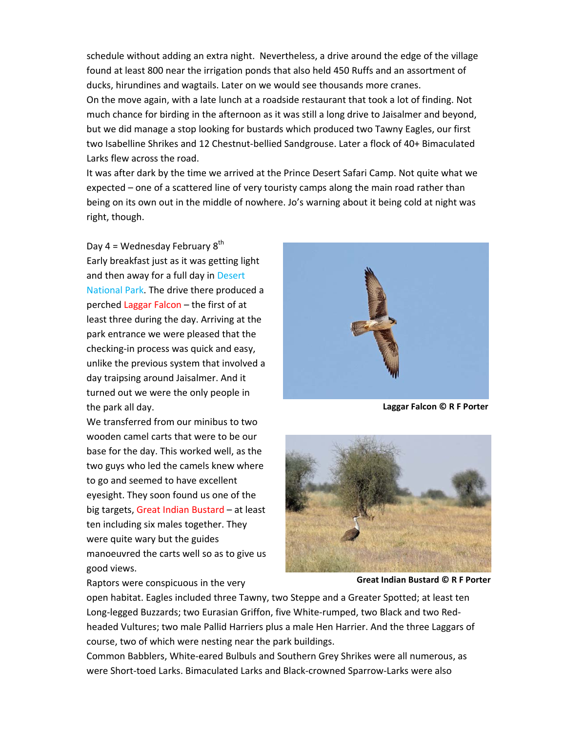schedule without adding an extra night. Nevertheless, a drive around the edge of the village found at least 800 near the irrigation ponds that also held 450 Ruffs and an assortment of ducks, hirundines and wagtails. Later on we would see thousands more cranes.

On the move again, with a late lunch at a roadside restaurant that took a lot of finding. Not much chance for birding in the afternoon as it was still a long drive to Jaisalmer and beyond, but we did manage a stop looking for bustards which produced two Tawny Eagles, our first two Isabelline Shrikes and 12 Chestnut-bellied Sandgrouse. Later a flock of 40+ Bimaculated Larks flew across the road.

It was after dark by the time we arrived at the Prince Desert Safari Camp. Not quite what we expected – one of a scattered line of very touristy camps along the main road rather than being on its own out in the middle of nowhere. Jo's warning about it being cold at night was right, though.

Day 4 = Wednesday February 8th

Early breakfast just as it was getting light and then away for a full day in Desert National Park. The drive there produced a perched Laggar Falcon – the first of at least three during the day. Arriving at the park entrance we were pleased that the checking-in process was quick and easy, unlike the previous system that involved a day traipsing around Jaisalmer. And it turned out we were the only people in the park all day.

**Laggar Falcon © R F Porter**

We transferred from our minibus to two wooden camel carts that were to be our base for the day. This worked well, as the two guys who led the camels knew where to go and seemed to have excellent eyesight. They soon found us one of the big targets, Great Indian Bustard – at least ten including six males together. They were quite wary but the guides manoeuvred the carts well so as to give us good views.

**Great Indian Bustard © R F Porter**

Raptors were conspicuous in the very open habitat. Eagles included three Tawny, two Steppe and a Greater Spotted; at least ten Long-legged Buzzards; two Eurasian Griffon, five White-rumped, two Black and two Red-headed Vultures; two male Pallid Harriers plus a male Hen Harrier. And the three Laggars of course, two of which were nesting near the park buildings.

Common Babblers, White-eared Bulbuls and Southern Grey Shrikes were all numerous, as were Short-toed Larks. Bimaculated Larks and Black-crowned Sparrow-Larks were also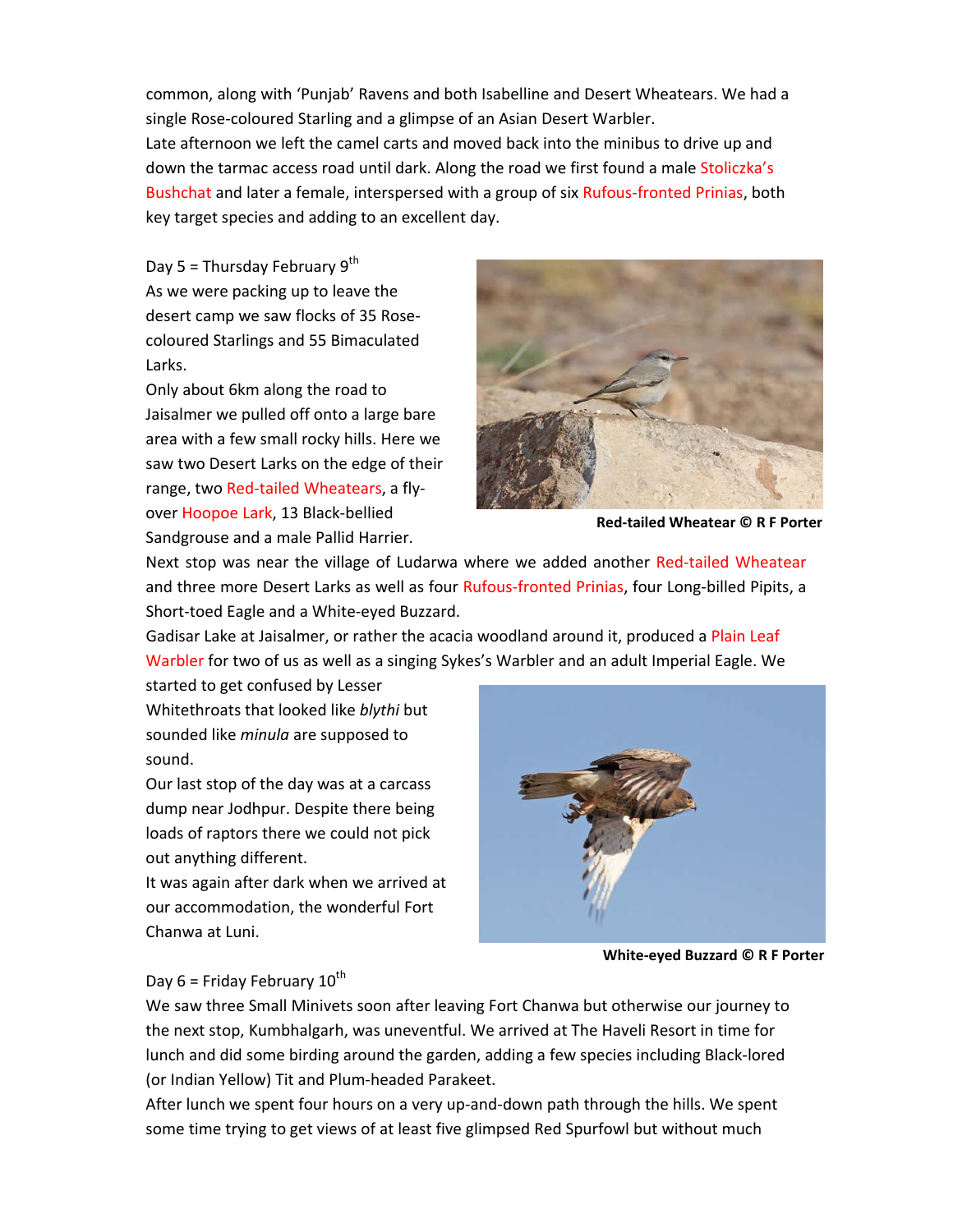common, along with 'Punjab' Ravens and both Isabelline and Desert Wheatears. We had a single Rose-coloured Starling and a glimpse of an Asian Desert Warbler.
Late afternoon we left the camel carts and moved back into the minibus to drive up and down the tarmac access road until dark. Along the road we first found a male Stoliczka's Bushchat and later a female, interspersed with a group of six Rufous-fronted Prinias, both key target species and adding to an excellent day.

Day 5 = Thursday February 9th
As we were packing up to leave the desert camp we saw flocks of 35 Rose-coloured Starlings and 55 Bimaculated Larks.
Only about 6km along the road to Jaisalmer we pulled off onto a large bare area with a few small rocky hills. Here we saw two Desert Larks on the edge of their range, two Red-tailed Wheatears, a fly-over Hoopoe Lark, 13 Black-bellied Sandgrouse and a male Pallid Harrier.

**Red-tailed Wheatear © R F Porter**

Next stop was near the village of Ludarwa where we added another Red-tailed Wheatear and three more Desert Larks as well as four Rufous-fronted Prinias, four Long-billed Pipits, a Short-toed Eagle and a White-eyed Buzzard.
Gadisar Lake at Jaisalmer, or rather the acacia woodland around it, produced a Plain Leaf Warbler for two of us as well as a singing Sykes's Warbler and an adult Imperial Eagle. We started to get confused by Lesser Whitethroats that looked like *blythi* but sounded like *minula* are supposed to sound.
Our last stop of the day was at a carcass dump near Jodhpur. Despite there being loads of raptors there we could not pick out anything different.
It was again after dark when we arrived at our accommodation, the wonderful Fort Chanwa at Luni.

**White-eyed Buzzard © R F Porter**

Day 6 = Friday February 10th
We saw three Small Minivets soon after leaving Fort Chanwa but otherwise our journey to the next stop, Kumbhalgarh, was uneventful. We arrived at The Haveli Resort in time for lunch and did some birding around the garden, adding a few species including Black-lored (or Indian Yellow) Tit and Plum-headed Parakeet.
After lunch we spent four hours on a very up-and-down path through the hills. We spent some time trying to get views of at least five glimpsed Red Spurfowl but without much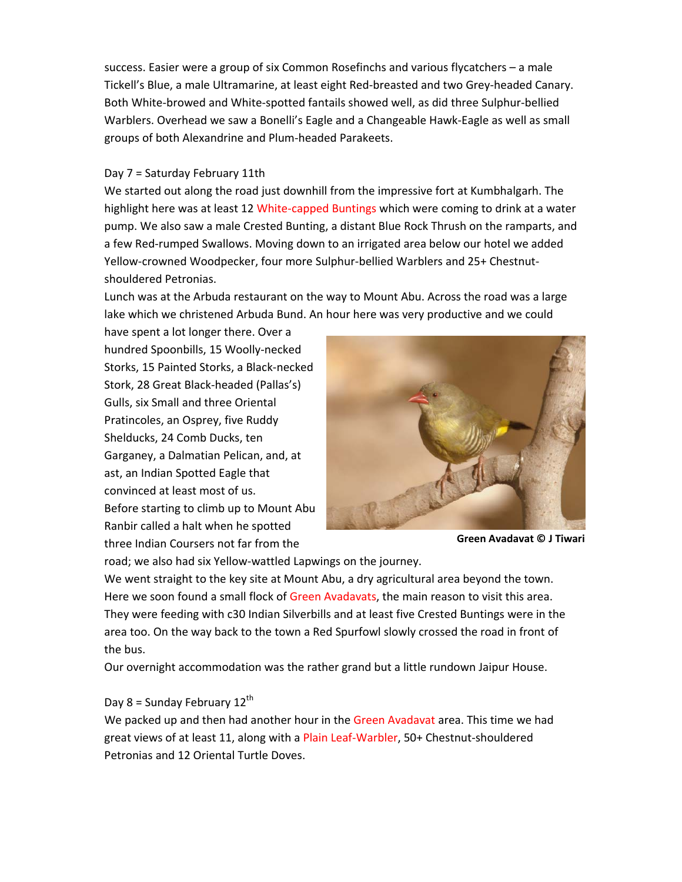success. Easier were a group of six Common Rosefinchs and various flycatchers – a male Tickell's Blue, a male Ultramarine, at least eight Red-breasted and two Grey-headed Canary. Both White-browed and White-spotted fantails showed well, as did three Sulphur-bellied Warblers. Overhead we saw a Bonelli's Eagle and a Changeable Hawk-Eagle as well as small groups of both Alexandrine and Plum-headed Parakeets.

Day 7 = Saturday February 11th

We started out along the road just downhill from the impressive fort at Kumbhalgarh. The highlight here was at least 12 White-capped Buntings which were coming to drink at a water pump. We also saw a male Crested Bunting, a distant Blue Rock Thrush on the ramparts, and a few Red-rumped Swallows. Moving down to an irrigated area below our hotel we added Yellow-crowned Woodpecker, four more Sulphur-bellied Warblers and 25+ Chestnut-shouldered Petronias.

Lunch was at the Arbuda restaurant on the way to Mount Abu. Across the road was a large lake which we christened Arbuda Bund. An hour here was very productive and we could have spent a lot longer there. Over a hundred Spoonbills, 15 Woolly-necked Storks, 15 Painted Storks, a Black-necked Stork, 28 Great Black-headed (Pallas's) Gulls, six Small and three Oriental Pratincoles, an Osprey, five Ruddy Shelducks, 24 Comb Ducks, ten Garganey, a Dalmatian Pelican, and, at ast, an Indian Spotted Eagle that convinced at least most of us.

Before starting to climb up to Mount Abu Ranbir called a halt when he spotted three Indian Coursers not far from the road; we also had six Yellow-wattled Lapwings on the journey.

**Green Avadavat © J Tiwari**

We went straight to the key site at Mount Abu, a dry agricultural area beyond the town. Here we soon found a small flock of Green Avadavats, the main reason to visit this area. They were feeding with c30 Indian Silverbills and at least five Crested Buntings were in the area too. On the way back to the town a Red Spurfowl slowly crossed the road in front of the bus.

Our overnight accommodation was the rather grand but a little rundown Jaipur House.

Day 8 = Sunday February 12th

We packed up and then had another hour in the Green Avadavat area. This time we had great views of at least 11, along with a Plain Leaf-Warbler, 50+ Chestnut-shouldered Petronias and 12 Oriental Turtle Doves.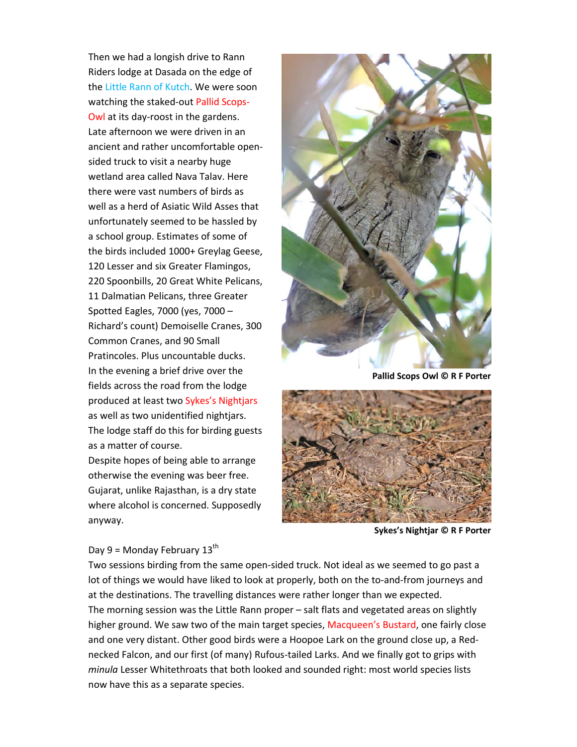Then we had a longish drive to Rann Riders lodge at Dasada on the edge of the Little Rann of Kutch. We were soon watching the staked-out Pallid Scops-Owl at its day-roost in the gardens. Late afternoon we were driven in an ancient and rather uncomfortable open-sided truck to visit a nearby huge wetland area called Nava Talav. Here there were vast numbers of birds as well as a herd of Asiatic Wild Asses that unfortunately seemed to be hassled by a school group. Estimates of some of the birds included 1000+ Greylag Geese, 120 Lesser and six Greater Flamingos, 220 Spoonbills, 20 Great White Pelicans, 11 Dalmatian Pelicans, three Greater Spotted Eagles, 7000 (yes, 7000 – Richard's count) Demoiselle Cranes, 300 Common Cranes, and 90 Small Pratincoles. Plus uncountable ducks.

In the evening a brief drive over the fields across the road from the lodge produced at least two Sykes's Nightjars as well as two unidentified nightjars. The lodge staff do this for birding guests as a matter of course.

Despite hopes of being able to arrange otherwise the evening was beer free. Gujarat, unlike Rajasthan, is a dry state where alcohol is concerned. Supposedly anyway.

**Pallid Scops Owl © R F Porter**

**Sykes's Nightjar © R F Porter**

Day 9 = Monday February 13th

Two sessions birding from the same open-sided truck. Not ideal as we seemed to go past a lot of things we would have liked to look at properly, both on the to-and-from journeys and at the destinations. The travelling distances were rather longer than we expected.

The morning session was the Little Rann proper – salt flats and vegetated areas on slightly higher ground. We saw two of the main target species, Macqueen's Bustard, one fairly close and one very distant. Other good birds were a Hoopoe Lark on the ground close up, a Red-necked Falcon, and our first (of many) Rufous-tailed Larks. And we finally got to grips with *minula* Lesser Whitethroats that both looked and sounded right: most world species lists now have this as a separate species.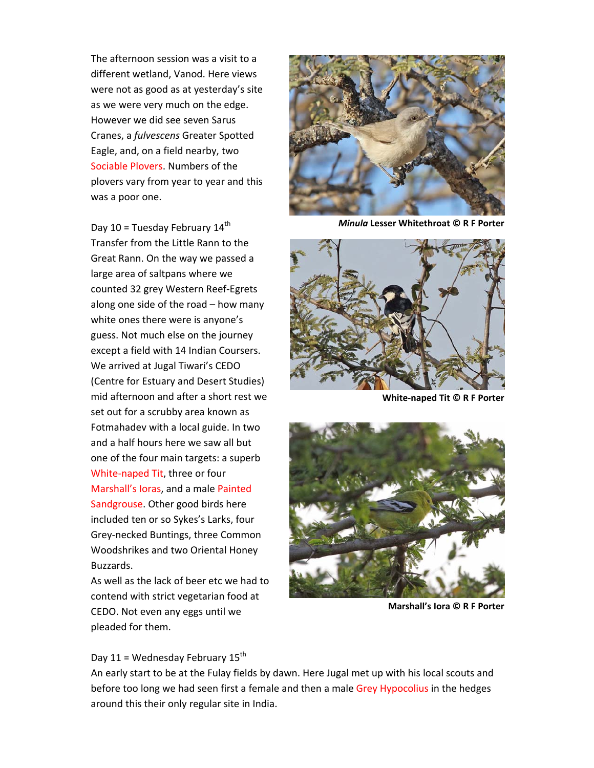The afternoon session was a visit to a different wetland, Vanod. Here views were not as good as at yesterday's site as we were very much on the edge. However we did see seven Sarus Cranes, a *fulvescens* Greater Spotted Eagle, and, on a field nearby, two Sociable Plovers. Numbers of the plovers vary from year to year and this was a poor one.

Day 10 = Tuesday February 14th

Transfer from the Little Rann to the Great Rann. On the way we passed a large area of saltpans where we counted 32 grey Western Reef-Egrets along one side of the road – how many white ones there were is anyone's guess. Not much else on the journey except a field with 14 Indian Coursers. We arrived at Jugal Tiwari's CEDO (Centre for Estuary and Desert Studies) mid afternoon and after a short rest we set out for a scrubby area known as Fotmahadev with a local guide. In two and a half hours here we saw all but one of the four main targets: a superb White-naped Tit, three or four Marshall's Ioras, and a male Painted Sandgrouse. Other good birds here included ten or so Sykes's Larks, four Grey-necked Buntings, three Common Woodshrikes and two Oriental Honey Buzzards.

As well as the lack of beer etc we had to contend with strict vegetarian food at CEDO. Not even any eggs until we pleaded for them.

***Minula* Lesser Whitethroat © R F Porter**

**White-naped Tit © R F Porter**

**Marshall's Iora © R F Porter**

Day 11 = Wednesday February 15th

An early start to be at the Fulay fields by dawn. Here Jugal met up with his local scouts and before too long we had seen first a female and then a male Grey Hypocolius in the hedges around this their only regular site in India.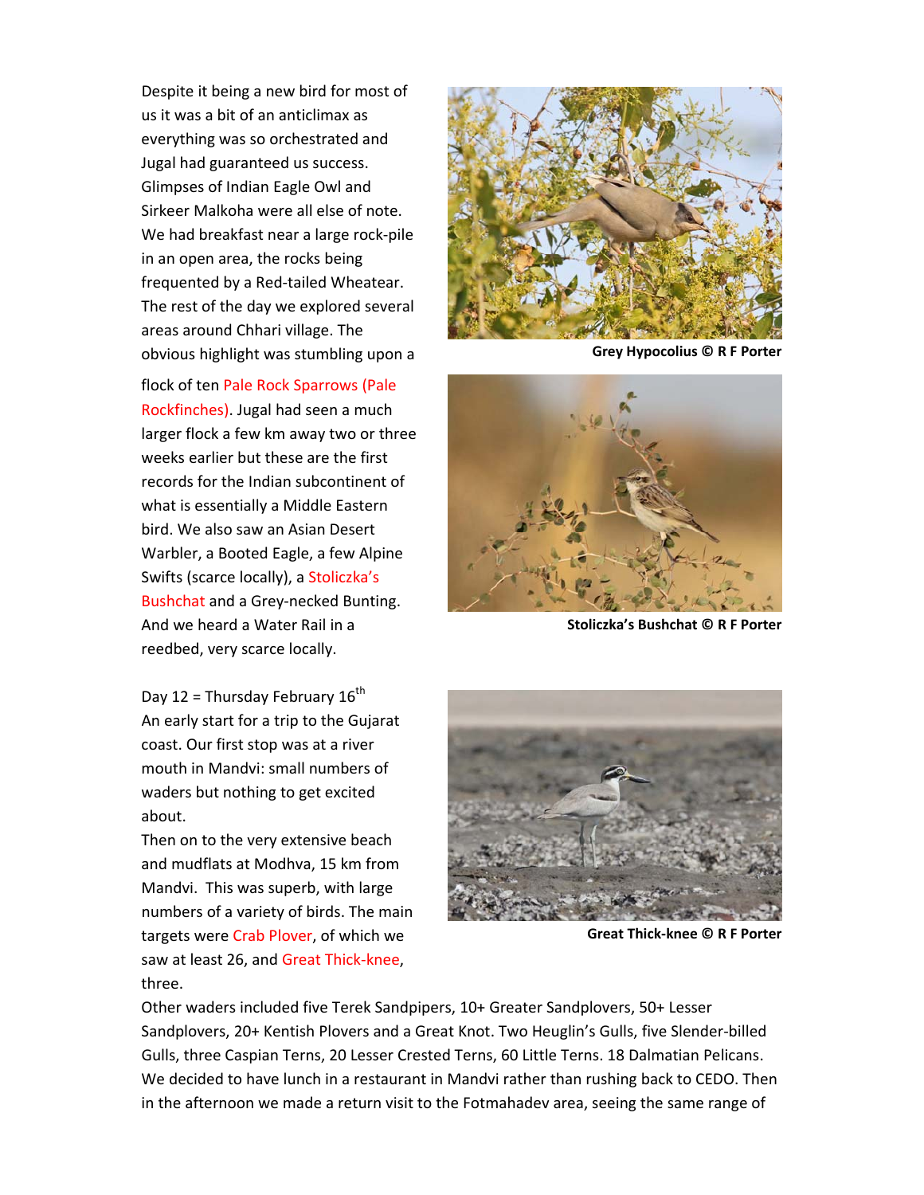Despite it being a new bird for most of us it was a bit of an anticlimax as everything was so orchestrated and Jugal had guaranteed us success. Glimpses of Indian Eagle Owl and Sirkeer Malkoha were all else of note. We had breakfast near a large rock-pile in an open area, the rocks being frequented by a Red-tailed Wheatear. The rest of the day we explored several areas around Chhari village. The obvious highlight was stumbling upon a flock of ten Pale Rock Sparrows (Pale Rockfinches). Jugal had seen a much larger flock a few km away two or three weeks earlier but these are the first records for the Indian subcontinent of what is essentially a Middle Eastern bird. We also saw an Asian Desert Warbler, a Booted Eagle, a few Alpine Swifts (scarce locally), a Stoliczka's Bushchat and a Grey-necked Bunting. And we heard a Water Rail in a reedbed, very scarce locally.

**Grey Hypocolius © R F Porter**

**Stoliczka's Bushchat © R F Porter**

Day 12 = Thursday February 16th
An early start for a trip to the Gujarat coast. Our first stop was at a river mouth in Mandvi: small numbers of waders but nothing to get excited about.
Then on to the very extensive beach and mudflats at Modhva, 15 km from Mandvi. This was superb, with large numbers of a variety of birds. The main targets were Crab Plover, of which we saw at least 26, and Great Thick-knee, three.

**Great Thick-knee © R F Porter**

Other waders included five Terek Sandpipers, 10+ Greater Sandplovers, 50+ Lesser Sandplovers, 20+ Kentish Plovers and a Great Knot. Two Heuglin's Gulls, five Slender-billed Gulls, three Caspian Terns, 20 Lesser Crested Terns, 60 Little Terns. 18 Dalmatian Pelicans. We decided to have lunch in a restaurant in Mandvi rather than rushing back to CEDO. Then in the afternoon we made a return visit to the Fotmahadev area, seeing the same range of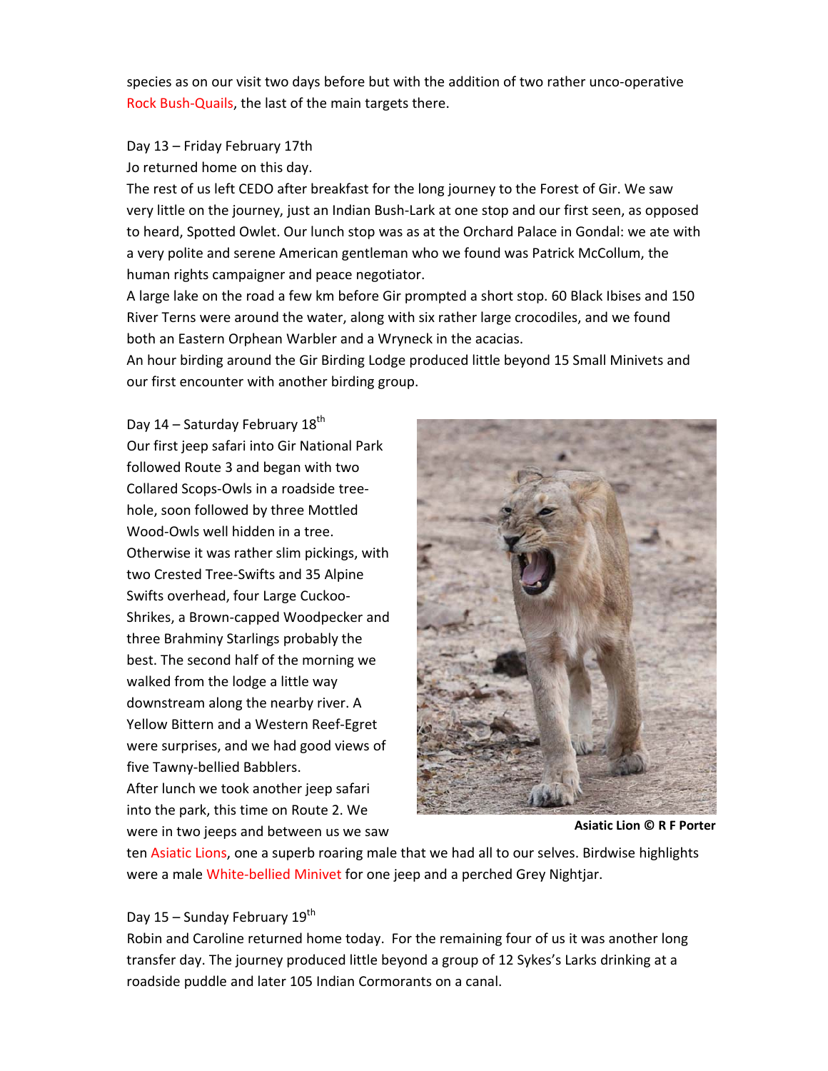species as on our visit two days before but with the addition of two rather unco-operative Rock Bush-Quails, the last of the main targets there.

Day 13 – Friday February 17th

Jo returned home on this day.

The rest of us left CEDO after breakfast for the long journey to the Forest of Gir. We saw very little on the journey, just an Indian Bush-Lark at one stop and our first seen, as opposed to heard, Spotted Owlet. Our lunch stop was as at the Orchard Palace in Gondal: we ate with a very polite and serene American gentleman who we found was Patrick McCollum, the human rights campaigner and peace negotiator.

A large lake on the road a few km before Gir prompted a short stop. 60 Black Ibises and 150 River Terns were around the water, along with six rather large crocodiles, and we found both an Eastern Orphean Warbler and a Wryneck in the acacias.

An hour birding around the Gir Birding Lodge produced little beyond 15 Small Minivets and our first encounter with another birding group.

Day 14 – Saturday February 18th

Our first jeep safari into Gir National Park followed Route 3 and began with two Collared Scops-Owls in a roadside tree-hole, soon followed by three Mottled Wood-Owls well hidden in a tree. Otherwise it was rather slim pickings, with two Crested Tree-Swifts and 35 Alpine Swifts overhead, four Large Cuckoo-Shrikes, a Brown-capped Woodpecker and three Brahminy Starlings probably the best. The second half of the morning we walked from the lodge a little way downstream along the nearby river. A Yellow Bittern and a Western Reef-Egret were surprises, and we had good views of five Tawny-bellied Babblers.

After lunch we took another jeep safari into the park, this time on Route 2. We were in two jeeps and between us we saw ten Asiatic Lions, one a superb roaring male that we had all to our selves. Birdwise highlights were a male White-bellied Minivet for one jeep and a perched Grey Nightjar.

**Asiatic Lion © R F Porter**

Day 15 – Sunday February 19th

Robin and Caroline returned home today. For the remaining four of us it was another long transfer day. The journey produced little beyond a group of 12 Sykes's Larks drinking at a roadside puddle and later 105 Indian Cormorants on a canal.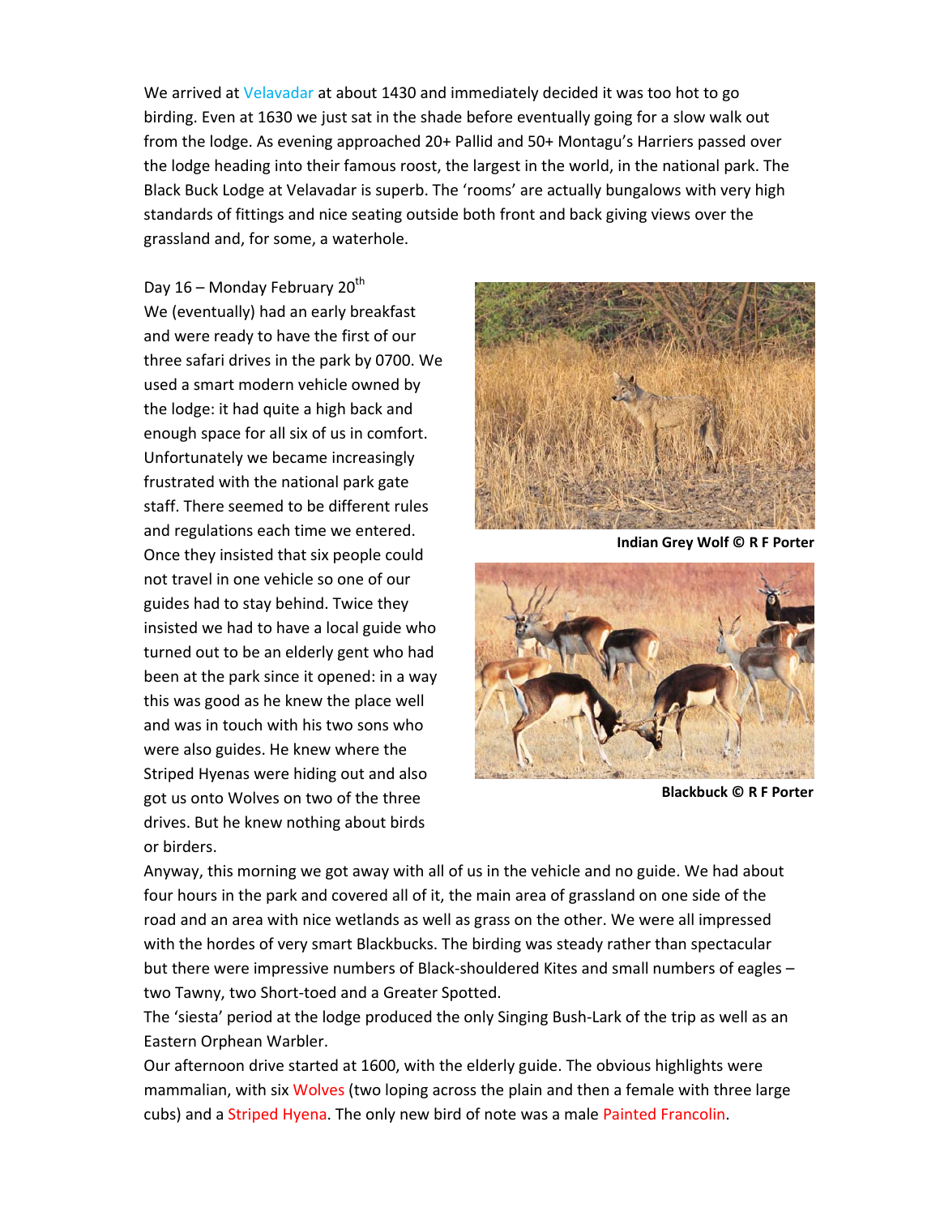We arrived at Velavadar at about 1430 and immediately decided it was too hot to go birding. Even at 1630 we just sat in the shade before eventually going for a slow walk out from the lodge. As evening approached 20+ Pallid and 50+ Montagu's Harriers passed over the lodge heading into their famous roost, the largest in the world, in the national park. The Black Buck Lodge at Velavadar is superb. The 'rooms' are actually bungalows with very high standards of fittings and nice seating outside both front and back giving views over the grassland and, for some, a waterhole.

Day 16 – Monday February 20th

We (eventually) had an early breakfast and were ready to have the first of our three safari drives in the park by 0700. We used a smart modern vehicle owned by the lodge: it had quite a high back and enough space for all six of us in comfort. Unfortunately we became increasingly frustrated with the national park gate staff. There seemed to be different rules and regulations each time we entered. Once they insisted that six people could not travel in one vehicle so one of our guides had to stay behind. Twice they insisted we had to have a local guide who turned out to be an elderly gent who had been at the park since it opened: in a way this was good as he knew the place well and was in touch with his two sons who were also guides. He knew where the Striped Hyenas were hiding out and also got us onto Wolves on two of the three drives. But he knew nothing about birds or birders.

**Indian Grey Wolf © R F Porter**

**Blackbuck © R F Porter**

Anyway, this morning we got away with all of us in the vehicle and no guide. We had about four hours in the park and covered all of it, the main area of grassland on one side of the road and an area with nice wetlands as well as grass on the other. We were all impressed with the hordes of very smart Blackbucks. The birding was steady rather than spectacular but there were impressive numbers of Black-shouldered Kites and small numbers of eagles – two Tawny, two Short-toed and a Greater Spotted.

The 'siesta' period at the lodge produced the only Singing Bush-Lark of the trip as well as an Eastern Orphean Warbler.

Our afternoon drive started at 1600, with the elderly guide. The obvious highlights were mammalian, with six Wolves (two loping across the plain and then a female with three large cubs) and a Striped Hyena. The only new bird of note was a male Painted Francolin.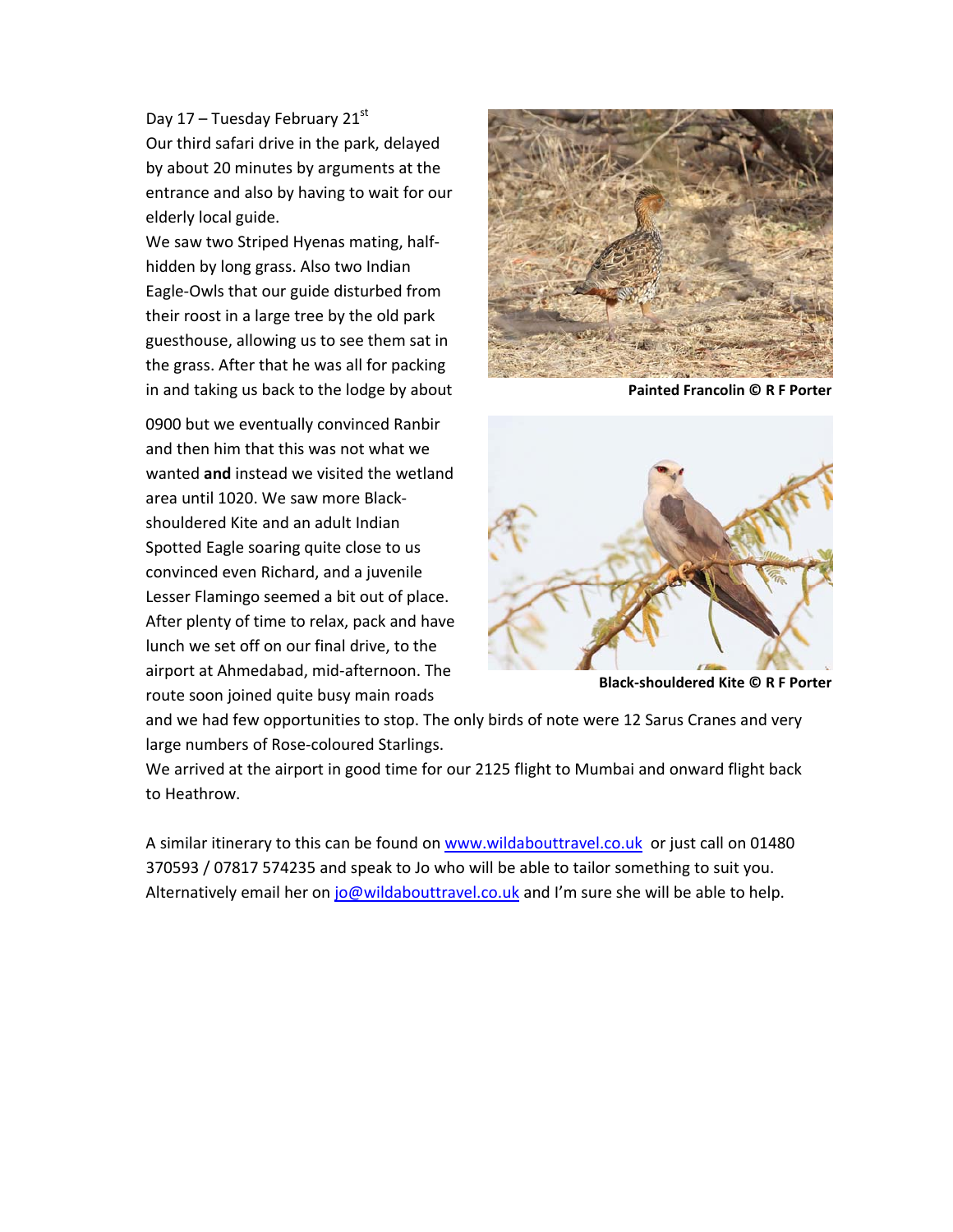Day 17 – Tuesday February 21st

Our third safari drive in the park, delayed by about 20 minutes by arguments at the entrance and also by having to wait for our elderly local guide.

We saw two Striped Hyenas mating, half-hidden by long grass. Also two Indian Eagle-Owls that our guide disturbed from their roost in a large tree by the old park guesthouse, allowing us to see them sat in the grass. After that he was all for packing in and taking us back to the lodge by about 0900 but we eventually convinced Ranbir and then him that this was not what we wanted **and** instead we visited the wetland area until 1020. We saw more Black-shouldered Kite and an adult Indian Spotted Eagle soaring quite close to us convinced even Richard, and a juvenile Lesser Flamingo seemed a bit out of place. After plenty of time to relax, pack and have lunch we set off on our final drive, to the airport at Ahmedabad, mid-afternoon. The route soon joined quite busy main roads and we had few opportunities to stop. The only birds of note were 12 Sarus Cranes and very large numbers of Rose-coloured Starlings.

We arrived at the airport in good time for our 2125 flight to Mumbai and onward flight back to Heathrow.

**Painted Francolin © R F Porter**

**Black-shouldered Kite © R F Porter**

A similar itinerary to this can be found on [www.wildabouttravel.co.uk](http://www.wildabouttravel.co.uk) or just call on 01480 370593 / 07817 574235 and speak to Jo who will be able to tailor something to suit you. Alternatively email her on [jo@wildabouttravel.co.uk](mailto:jo@wildabouttravel.co.uk) and I'm sure she will be able to help.